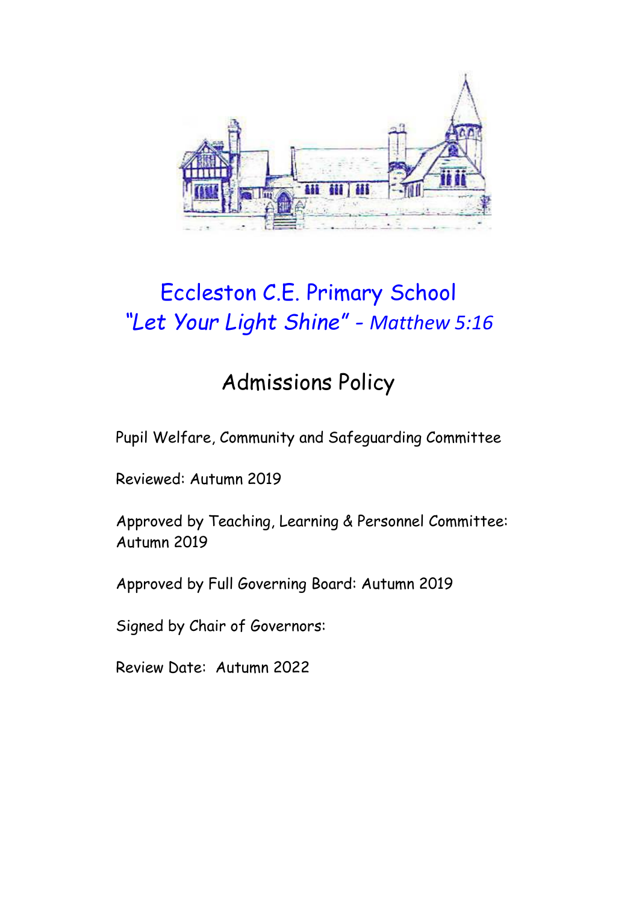# Eccleston C.E. Primary School

*"Let Your Light Shine" - Matthew 5:16*

## Admissions Policy

Pupil Welfare, Community and Safeguarding Committee

Reviewed: Autumn 2019

Approved by Teaching, Learning & Personnel Committee: Autumn 2019

Approved by Full Governing Board: Autumn 2019

Signed by Chair of Governors:

Review Date: Autumn 2022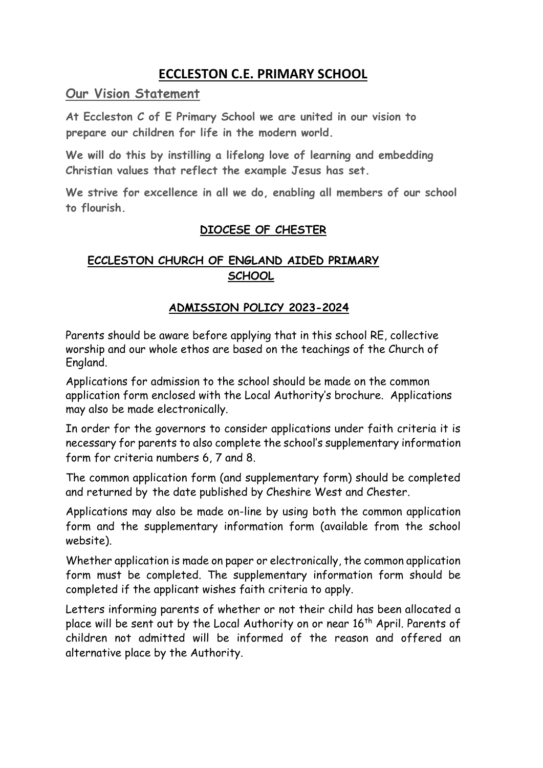# ECCLESTON C.E. PRIMARY SCHOOL

## Our Vision Statement

**At Eccleston C of E Primary School we are united in our vision to prepare our children for life in the modern world.**

**We will do this by instilling a lifelong love of learning and embedding Christian values that reflect the example Jesus has set.**

**We strive for excellence in all we do, enabling all members of our school to flourish.**

### DIOCESE OF CHESTER

### ECCLESTON CHURCH OF ENGLAND AIDED PRIMARY SCHOOL

### ADMISSION POLICY 2023-2024

Parents should be aware before applying that in this school RE, collective worship and our whole ethos are based on the teachings of the Church of England.

Applications for admission to the school should be made on the common application form enclosed with the Local Authority's brochure. Applications may also be made electronically.

In order for the governors to consider applications under faith criteria it is necessary for parents to also complete the school's supplementary information form for criteria numbers 6, 7 and 8.

The common application form (and supplementary form) should be completed and returned by the date published by Cheshire West and Chester.

Applications may also be made on-line by using both the common application form and the supplementary information form (available from the school website).

Whether application is made on paper or electronically, the common application form must be completed. The supplementary information form should be completed if the applicant wishes faith criteria to apply.

Letters informing parents of whether or not their child has been allocated a place will be sent out by the Local Authority on or near 16th April. Parents of children not admitted will be informed of the reason and offered an alternative place by the Authority.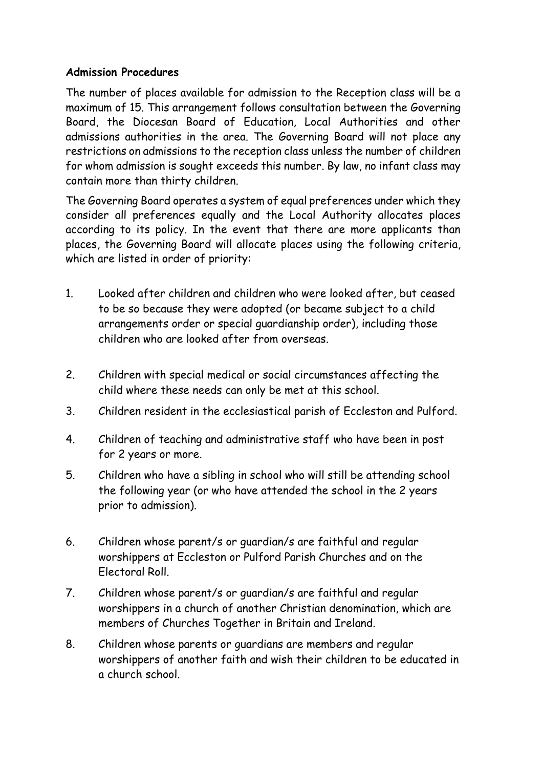**Admission Procedures**

The number of places available for admission to the Reception class will be a maximum of 15. This arrangement follows consultation between the Governing Board, the Diocesan Board of Education, Local Authorities and other admissions authorities in the area. The Governing Board will not place any restrictions on admissions to the reception class unless the number of children for whom admission is sought exceeds this number. By law, no infant class may contain more than thirty children.

The Governing Board operates a system of equal preferences under which they consider all preferences equally and the Local Authority allocates places according to its policy. In the event that there are more applicants than places, the Governing Board will allocate places using the following criteria, which are listed in order of priority:

1. Looked after children and children who were looked after, but ceased to be so because they were adopted (or became subject to a child arrangements order or special guardianship order), including those children who are looked after from overseas.
2. Children with special medical or social circumstances affecting the child where these needs can only be met at this school.
3. Children resident in the ecclesiastical parish of Eccleston and Pulford.
4. Children of teaching and administrative staff who have been in post for 2 years or more.
5. Children who have a sibling in school who will still be attending school the following year (or who have attended the school in the 2 years prior to admission).
6. Children whose parent/s or guardian/s are faithful and regular worshippers at Eccleston or Pulford Parish Churches and on the Electoral Roll.
7. Children whose parent/s or guardian/s are faithful and regular worshippers in a church of another Christian denomination, which are members of Churches Together in Britain and Ireland.
8. Children whose parents or guardians are members and regular worshippers of another faith and wish their children to be educated in a church school.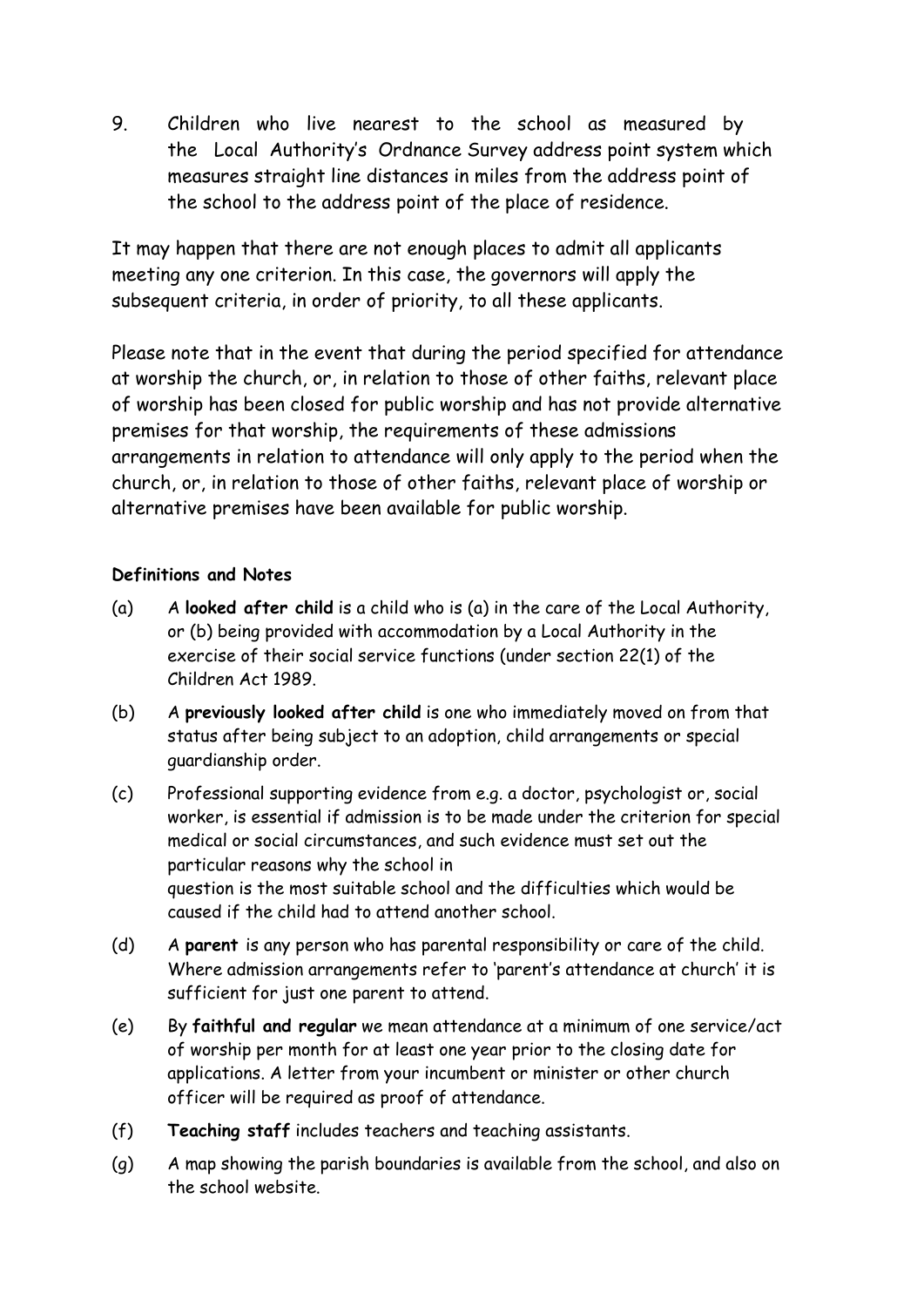9. Children who live nearest to the school as measured by the Local Authority's Ordnance Survey address point system which measures straight line distances in miles from the address point of the school to the address point of the place of residence.

It may happen that there are not enough places to admit all applicants meeting any one criterion. In this case, the governors will apply the subsequent criteria, in order of priority, to all these applicants.

Please note that in the event that during the period specified for attendance at worship the church, or, in relation to those of other faiths, relevant place of worship has been closed for public worship and has not provide alternative premises for that worship, the requirements of these admissions arrangements in relation to attendance will only apply to the period when the church, or, in relation to those of other faiths, relevant place of worship or alternative premises have been available for public worship.

**Definitions and Notes**

(a) A **looked after child** is a child who is (a) in the care of the Local Authority, or (b) being provided with accommodation by a Local Authority in the exercise of their social service functions (under section 22(1) of the Children Act 1989.

(b) A **previously looked after child** is one who immediately moved on from that status after being subject to an adoption, child arrangements or special guardianship order.

(c) Professional supporting evidence from e.g. a doctor, psychologist or, social worker, is essential if admission is to be made under the criterion for special medical or social circumstances, and such evidence must set out the particular reasons why the school in question is the most suitable school and the difficulties which would be caused if the child had to attend another school.

(d) A **parent** is any person who has parental responsibility or care of the child. Where admission arrangements refer to 'parent's attendance at church' it is sufficient for just one parent to attend.

(e) By **faithful and regular** we mean attendance at a minimum of one service/act of worship per month for at least one year prior to the closing date for applications. A letter from your incumbent or minister or other church officer will be required as proof of attendance.

(f) **Teaching staff** includes teachers and teaching assistants.

(g) A map showing the parish boundaries is available from the school, and also on the school website.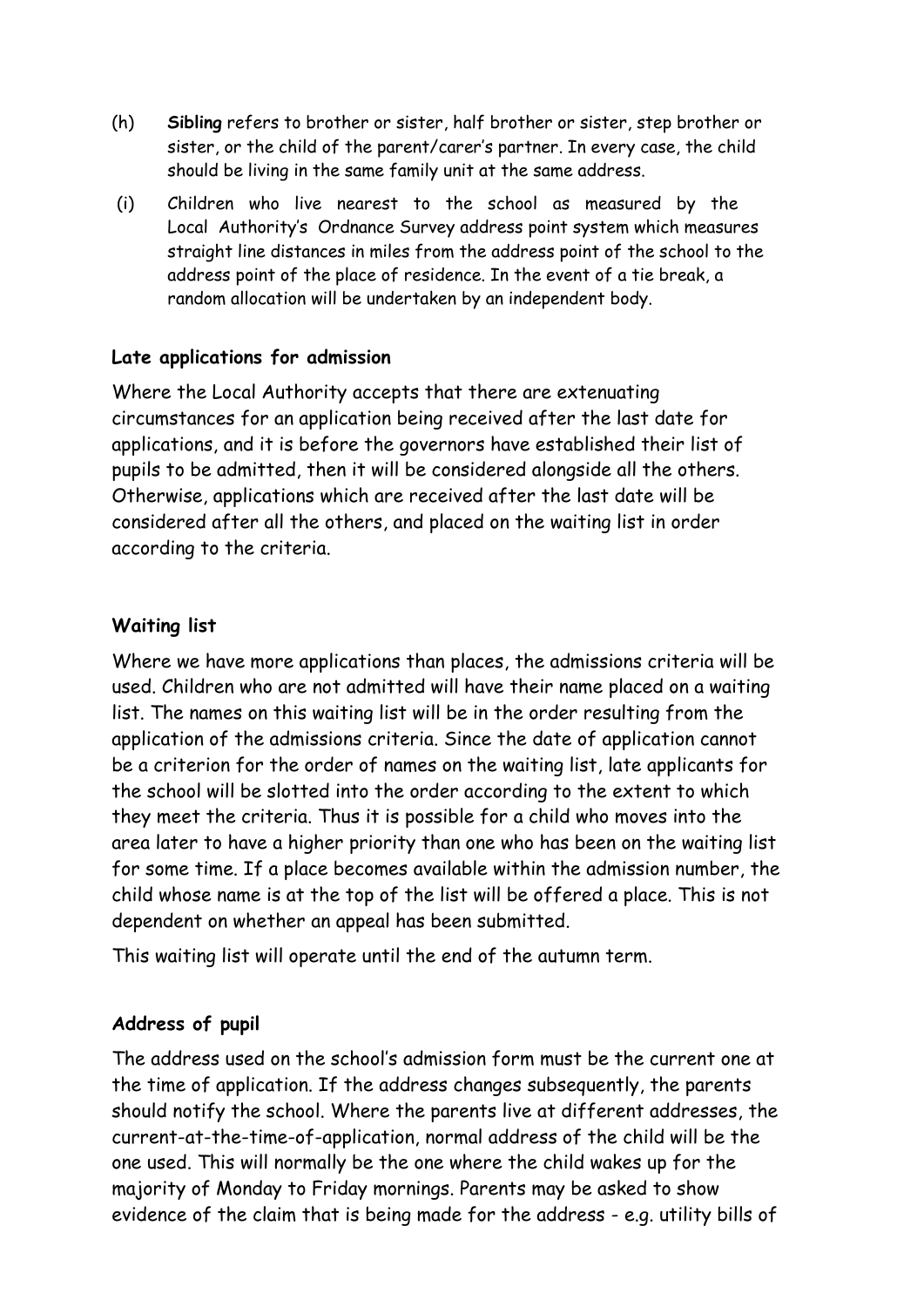(h) **Sibling** refers to brother or sister, half brother or sister, step brother or sister, or the child of the parent/carer's partner. In every case, the child should be living in the same family unit at the same address.

(i) Children who live nearest to the school as measured by the Local Authority's Ordnance Survey address point system which measures straight line distances in miles from the address point of the school to the address point of the place of residence. In the event of a tie break, a random allocation will be undertaken by an independent body.

**Late applications for admission**

Where the Local Authority accepts that there are extenuating circumstances for an application being received after the last date for applications, and it is before the governors have established their list of pupils to be admitted, then it will be considered alongside all the others. Otherwise, applications which are received after the last date will be considered after all the others, and placed on the waiting list in order according to the criteria.

**Waiting list**

Where we have more applications than places, the admissions criteria will be used. Children who are not admitted will have their name placed on a waiting list. The names on this waiting list will be in the order resulting from the application of the admissions criteria. Since the date of application cannot be a criterion for the order of names on the waiting list, late applicants for the school will be slotted into the order according to the extent to which they meet the criteria. Thus it is possible for a child who moves into the area later to have a higher priority than one who has been on the waiting list for some time. If a place becomes available within the admission number, the child whose name is at the top of the list will be offered a place. This is not dependent on whether an appeal has been submitted.

This waiting list will operate until the end of the autumn term.

**Address of pupil**

The address used on the school's admission form must be the current one at the time of application. If the address changes subsequently, the parents should notify the school. Where the parents live at different addresses, the current-at-the-time-of-application, normal address of the child will be the one used. This will normally be the one where the child wakes up for the majority of Monday to Friday mornings. Parents may be asked to show evidence of the claim that is being made for the address - e.g. utility bills of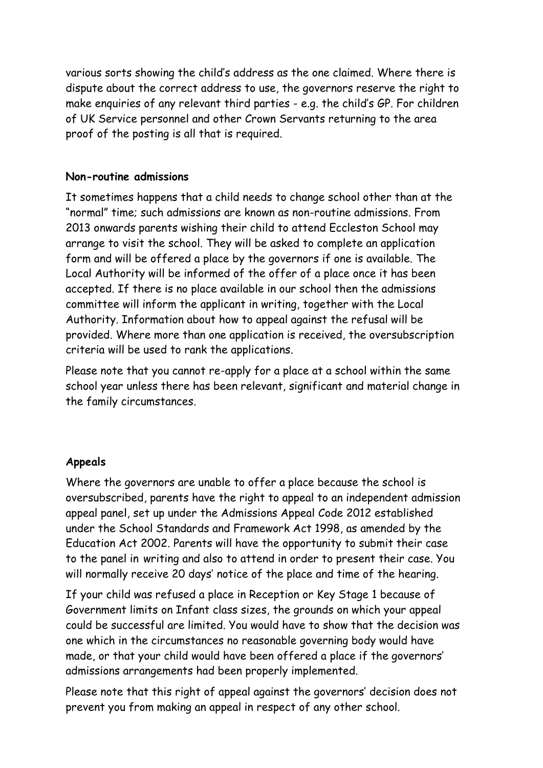various sorts showing the child's address as the one claimed. Where there is dispute about the correct address to use, the governors reserve the right to make enquiries of any relevant third parties - e.g. the child's GP. For children of UK Service personnel and other Crown Servants returning to the area proof of the posting is all that is required.

**Non-routine admissions**

It sometimes happens that a child needs to change school other than at the "normal" time; such admissions are known as non-routine admissions. From 2013 onwards parents wishing their child to attend Eccleston School may arrange to visit the school. They will be asked to complete an application form and will be offered a place by the governors if one is available. The Local Authority will be informed of the offer of a place once it has been accepted. If there is no place available in our school then the admissions committee will inform the applicant in writing, together with the Local Authority. Information about how to appeal against the refusal will be provided. Where more than one application is received, the oversubscription criteria will be used to rank the applications.

Please note that you cannot re-apply for a place at a school within the same school year unless there has been relevant, significant and material change in the family circumstances.

**Appeals**

Where the governors are unable to offer a place because the school is oversubscribed, parents have the right to appeal to an independent admission appeal panel, set up under the Admissions Appeal Code 2012 established under the School Standards and Framework Act 1998, as amended by the Education Act 2002. Parents will have the opportunity to submit their case to the panel in writing and also to attend in order to present their case. You will normally receive 20 days' notice of the place and time of the hearing.

If your child was refused a place in Reception or Key Stage 1 because of Government limits on Infant class sizes, the grounds on which your appeal could be successful are limited. You would have to show that the decision was one which in the circumstances no reasonable governing body would have made, or that your child would have been offered a place if the governors' admissions arrangements had been properly implemented.

Please note that this right of appeal against the governors' decision does not prevent you from making an appeal in respect of any other school.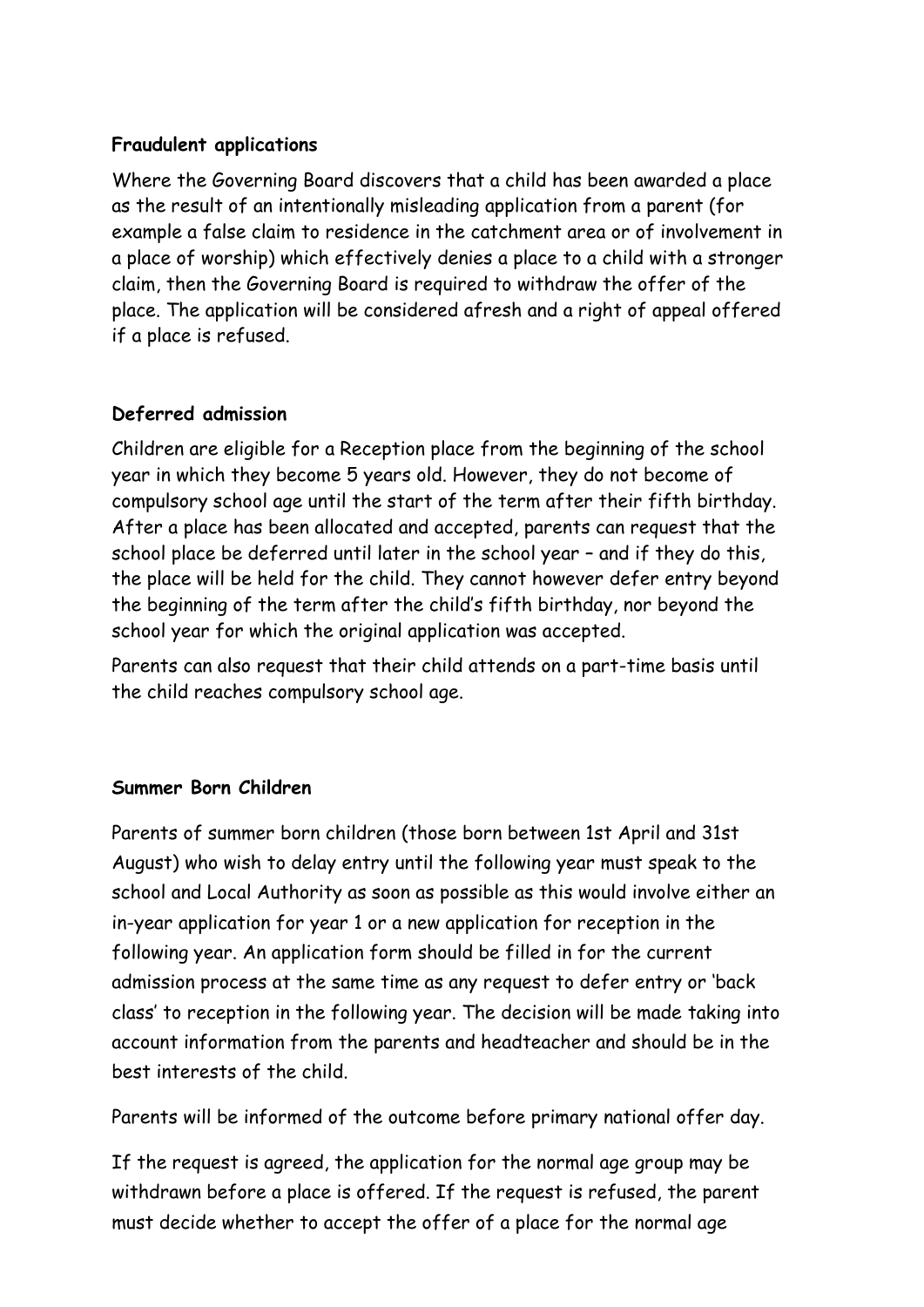**Fraudulent applications**

Where the Governing Board discovers that a child has been awarded a place as the result of an intentionally misleading application from a parent (for example a false claim to residence in the catchment area or of involvement in a place of worship) which effectively denies a place to a child with a stronger claim, then the Governing Board is required to withdraw the offer of the place. The application will be considered afresh and a right of appeal offered if a place is refused.

**Deferred admission**

Children are eligible for a Reception place from the beginning of the school year in which they become 5 years old. However, they do not become of compulsory school age until the start of the term after their fifth birthday. After a place has been allocated and accepted, parents can request that the school place be deferred until later in the school year – and if they do this, the place will be held for the child. They cannot however defer entry beyond the beginning of the term after the child's fifth birthday, nor beyond the school year for which the original application was accepted.

Parents can also request that their child attends on a part-time basis until the child reaches compulsory school age.

**Summer Born Children**

Parents of summer born children (those born between 1st April and 31st August) who wish to delay entry until the following year must speak to the school and Local Authority as soon as possible as this would involve either an in-year application for year 1 or a new application for reception in the following year. An application form should be filled in for the current admission process at the same time as any request to defer entry or 'back class' to reception in the following year. The decision will be made taking into account information from the parents and headteacher and should be in the best interests of the child.

Parents will be informed of the outcome before primary national offer day.

If the request is agreed, the application for the normal age group may be withdrawn before a place is offered. If the request is refused, the parent must decide whether to accept the offer of a place for the normal age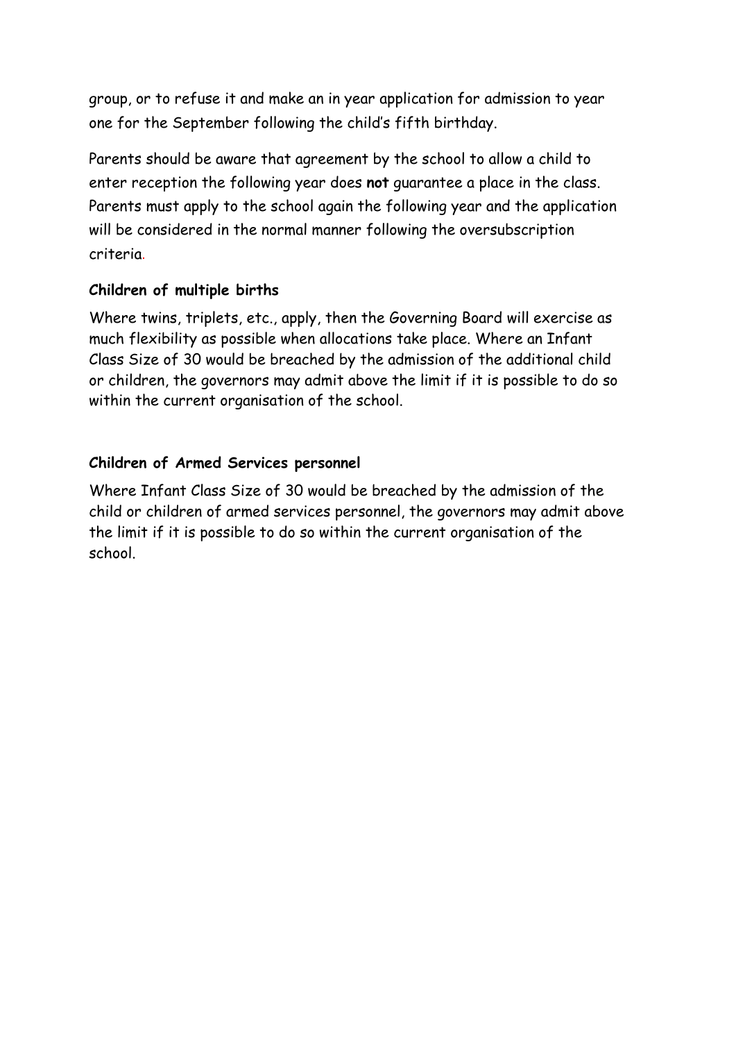group, or to refuse it and make an in year application for admission to year one for the September following the child's fifth birthday.

Parents should be aware that agreement by the school to allow a child to enter reception the following year does **not** guarantee a place in the class. Parents must apply to the school again the following year and the application will be considered in the normal manner following the oversubscription criteria.

**Children of multiple births**

Where twins, triplets, etc., apply, then the Governing Board will exercise as much flexibility as possible when allocations take place. Where an Infant Class Size of 30 would be breached by the admission of the additional child or children, the governors may admit above the limit if it is possible to do so within the current organisation of the school.

**Children of Armed Services personnel**

Where Infant Class Size of 30 would be breached by the admission of the child or children of armed services personnel, the governors may admit above the limit if it is possible to do so within the current organisation of the school.